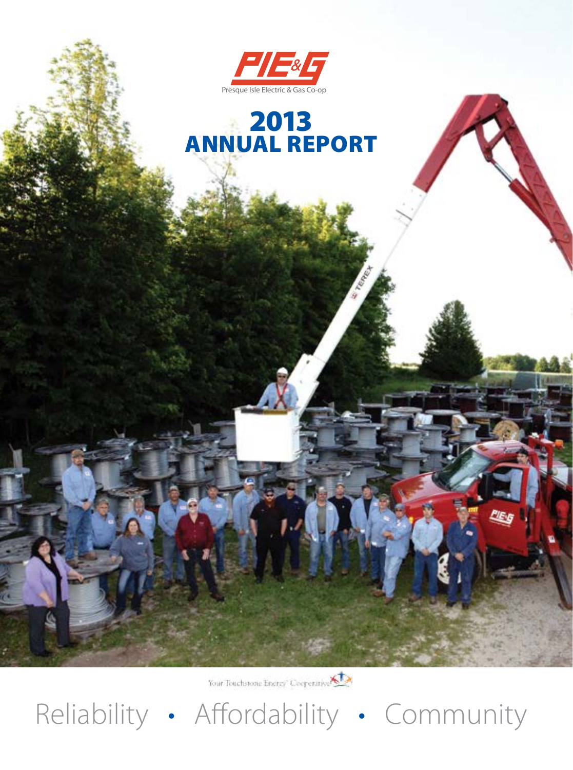PIE&G

Presque Isle Electric & Gas Co-op

# 2013 ANNUAL REPORT

Your Touchstone Energy® Cooperative

Reliability • Affordability • Community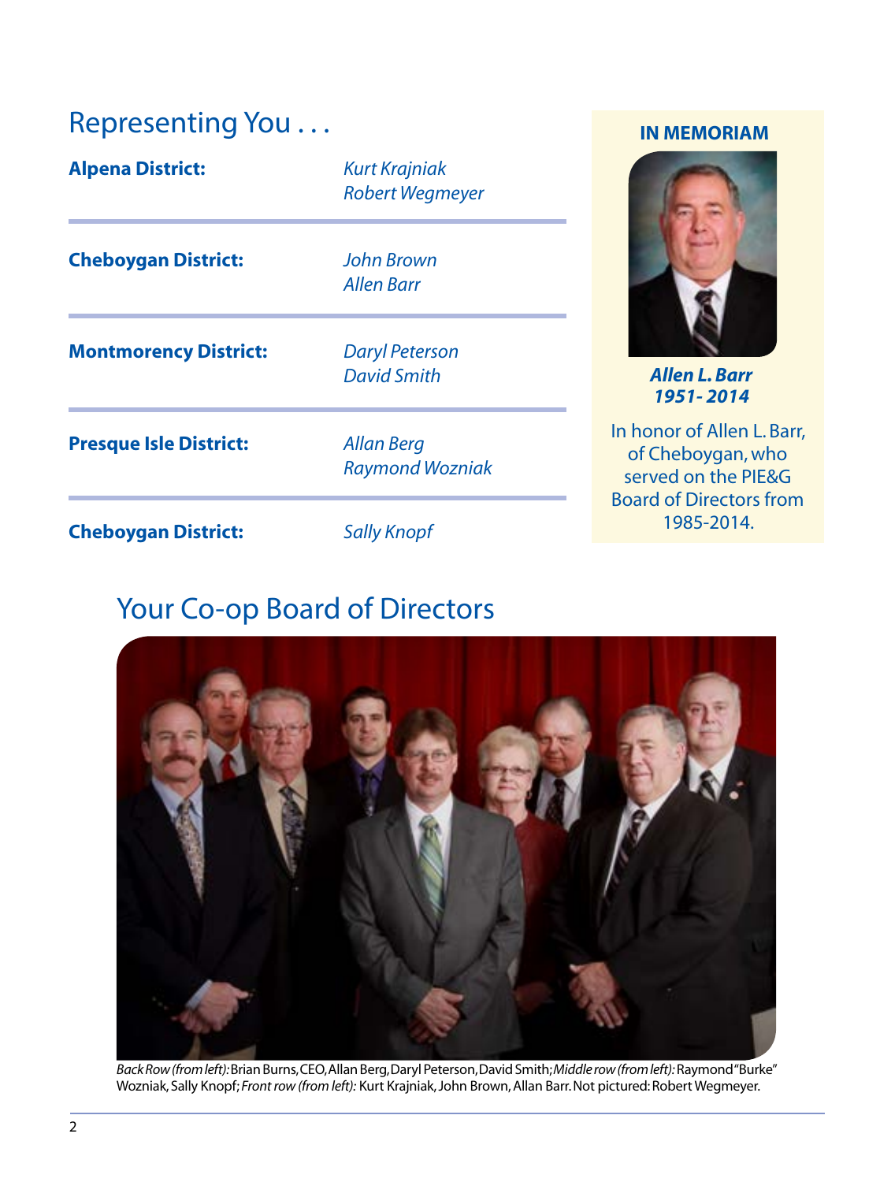## Representing You . . .

| | |
|---|---|
| **Alpena District:** | *Kurt Krajniak*<br>*Robert Wegmeyer* |
| **Cheboygan District:** | *John Brown*<br>*Allen Barr* |
| **Montmorency District:** | *Daryl Peterson*<br>*David Smith* |
| **Presque Isle District:** | *Allan Berg*<br>*Raymond Wozniak* |
| **Cheboygan District:** | *Sally Knopf* |

**IN MEMORIAM**

***Allen L. Barr***
***1951- 2014***

In honor of Allen L. Barr, of Cheboygan, who served on the PIE&G Board of Directors from 1985-2014.

## Your Co-op Board of Directors

*Back Row (from left):* Brian Burns, CEO, Allan Berg, Daryl Peterson, David Smith; *Middle row (from left):* Raymond "Burke" Wozniak, Sally Knopf; *Front row (from left):* Kurt Krajniak, John Brown, Allan Barr. Not pictured: Robert Wegmeyer.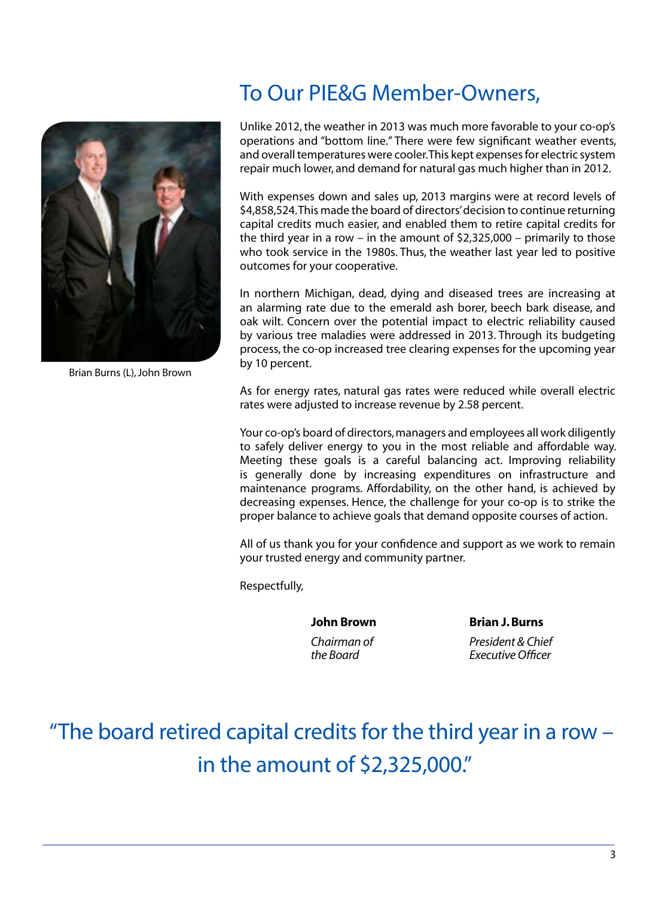# To Our PIE&G Member-Owners,

Brian Burns (L), John Brown

Unlike 2012, the weather in 2013 was much more favorable to your co-op's operations and "bottom line." There were few significant weather events, and overall temperatures were cooler. This kept expenses for electric system repair much lower, and demand for natural gas much higher than in 2012.

With expenses down and sales up, 2013 margins were at record levels of $4,858,524. This made the board of directors' decision to continue returning capital credits much easier, and enabled them to retire capital credits for the third year in a row – in the amount of $2,325,000 – primarily to those who took service in the 1980s. Thus, the weather last year led to positive outcomes for your cooperative.

In northern Michigan, dead, dying and diseased trees are increasing at an alarming rate due to the emerald ash borer, beech bark disease, and oak wilt. Concern over the potential impact to electric reliability caused by various tree maladies were addressed in 2013. Through its budgeting process, the co-op increased tree clearing expenses for the upcoming year by 10 percent.

As for energy rates, natural gas rates were reduced while overall electric rates were adjusted to increase revenue by 2.58 percent.

Your co-op's board of directors, managers and employees all work diligently to safely deliver energy to you in the most reliable and affordable way. Meeting these goals is a careful balancing act. Improving reliability is generally done by increasing expenditures on infrastructure and maintenance programs. Affordability, on the other hand, is achieved by decreasing expenses. Hence, the challenge for your co-op is to strike the proper balance to achieve goals that demand opposite courses of action.

All of us thank you for your confidence and support as we work to remain your trusted energy and community partner.

Respectfully,

**John Brown**
*Chairman of the Board*

**Brian J. Burns**
*President & Chief Executive Officer*

"The board retired capital credits for the third year in a row – in the amount of $2,325,000."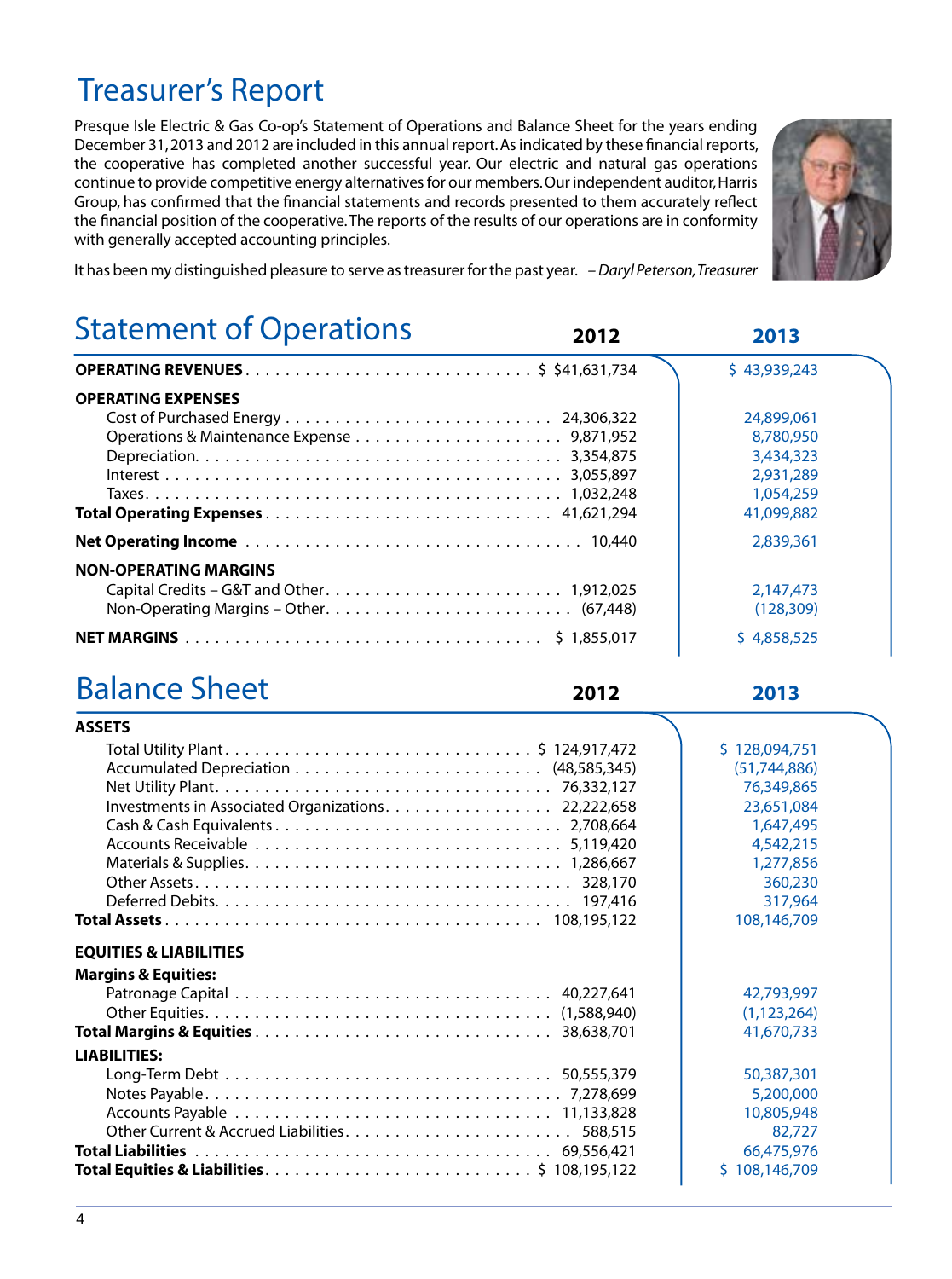# Treasurer's Report

Presque Isle Electric & Gas Co-op's Statement of Operations and Balance Sheet for the years ending December 31, 2013 and 2012 are included in this annual report. As indicated by these financial reports, the cooperative has completed another successful year. Our electric and natural gas operations continue to provide competitive energy alternatives for our members. Our independent auditor, Harris Group, has confirmed that the financial statements and records presented to them accurately reflect the financial position of the cooperative. The reports of the results of our operations are in conformity with generally accepted accounting principles.

It has been my distinguished pleasure to serve as treasurer for the past year. – *Daryl Peterson, Treasurer*

## Statement of Operations

| | 2012 | 2013 |
|---|---|---|
| **OPERATING REVENUES** | $ $41,631,734 | $ 43,939,243 |
| **OPERATING EXPENSES** | | |
| Cost of Purchased Energy | 24,306,322 | 24,899,061 |
| Operations & Maintenance Expense | 9,871,952 | 8,780,950 |
| Depreciation | 3,354,875 | 3,434,323 |
| Interest | 3,055,897 | 2,931,289 |
| Taxes | 1,032,248 | 1,054,259 |
| **Total Operating Expenses** | 41,621,294 | 41,099,882 |
| **Net Operating Income** | 10,440 | 2,839,361 |
| **NON-OPERATING MARGINS** | | |
| Capital Credits – G&T and Other | 1,912,025 | 2,147,473 |
| Non-Operating Margins – Other | (67,448) | (128,309) |
| **NET MARGINS** | $ 1,855,017 | $ 4,858,525 |

## Balance Sheet

| | 2012 | 2013 |
|---|---|---|
| **ASSETS** | | |
| Total Utility Plant | $ 124,917,472 | $ 128,094,751 |
| Accumulated Depreciation | (48,585,345) | (51,744,886) |
| Net Utility Plant | 76,332,127 | 76,349,865 |
| Investments in Associated Organizations | 22,222,658 | 23,651,084 |
| Cash & Cash Equivalents | 2,708,664 | 1,647,495 |
| Accounts Receivable | 5,119,420 | 4,542,215 |
| Materials & Supplies | 1,286,667 | 1,277,856 |
| Other Assets | 328,170 | 360,230 |
| Deferred Debits | 197,416 | 317,964 |
| **Total Assets** | 108,195,122 | 108,146,709 |
| **EQUITIES & LIABILITIES** | | |
| **Margins & Equities:** | | |
| Patronage Capital | 40,227,641 | 42,793,997 |
| Other Equities | (1,588,940) | (1,123,264) |
| **Total Margins & Equities** | 38,638,701 | 41,670,733 |
| **LIABILITIES:** | | |
| Long-Term Debt | 50,555,379 | 50,387,301 |
| Notes Payable | 7,278,699 | 5,200,000 |
| Accounts Payable | 11,133,828 | 10,805,948 |
| Other Current & Accrued Liabilities | 588,515 | 82,727 |
| **Total Liabilities** | 69,556,421 | 66,475,976 |
| **Total Equities & Liabilities** | $ 108,195,122 | $ 108,146,709 |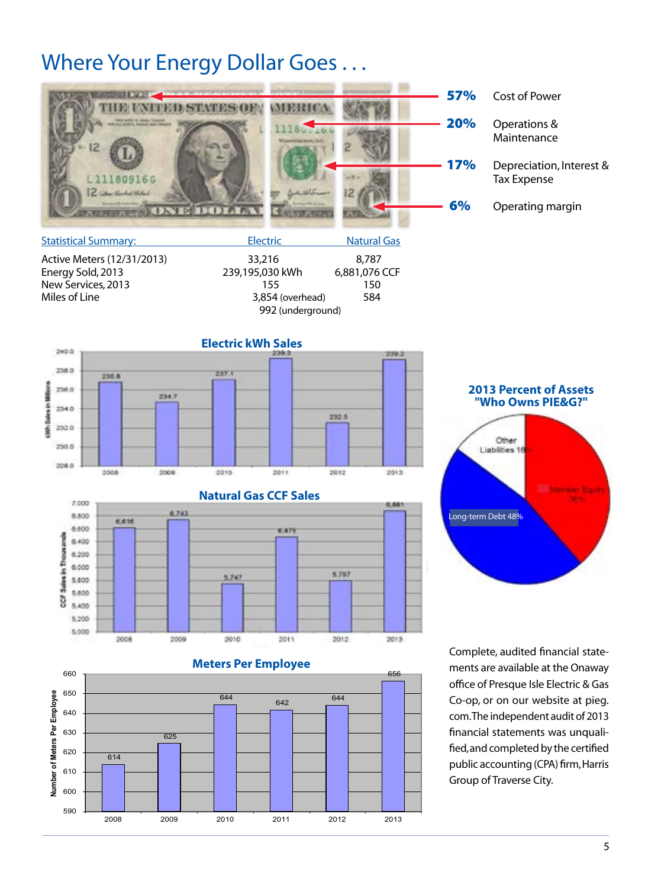# Where Your Energy Dollar Goes . . .

- **57%** Cost of Power
- **20%** Operations & Maintenance
- **17%** Depreciation, Interest & Tax Expense
- **6%** Operating margin

| Statistical Summary: | Electric | Natural Gas |
|---|---|---|
| Active Meters (12/31/2013) | 33,216 | 8,787 |
| Energy Sold, 2013 | 239,195,030 kWh | 6,881,076 CCF |
| New Services, 2013 | 155 | 150 |
| Miles of Line | 3,854 (overhead) | 584 |
| | 992 (underground) | |

## Electric kWh Sales

| Year | kWh Sales in Millions |
|---|---|
| 2008 | 236.8 |
| 2009 | 234.7 |
| 2010 | 237.1 |
| 2011 | 239.3 |
| 2012 | 232.5 |
| 2013 | 239.2 |

## Natural Gas CCF Sales

| Year | CCF Sales in Thousands |
|---|---|
| 2008 | 6,616 |
| 2009 | 6,743 |
| 2010 | 5,747 |
| 2011 | 6,475 |
| 2012 | 5,797 |
| 2013 | 6,881 |

## Meters Per Employee

| Year | Number of Meters Per Employee |
|---|---|
| 2008 | 614 |
| 2009 | 625 |
| 2010 | 644 |
| 2011 | 642 |
| 2012 | 644 |
| 2013 | 656 |

## 2013 Percent of Assets "Who Owns PIE&G?"

- Other Liabilities 16%
- Member Equity 36%
- Long-term Debt 48%

Complete, audited financial statements are available at the Onaway office of Presque Isle Electric & Gas Co-op, or on our website at pieg.com. The independent audit of 2013 financial statements was unqualified, and completed by the certified public accounting (CPA) firm, Harris Group of Traverse City.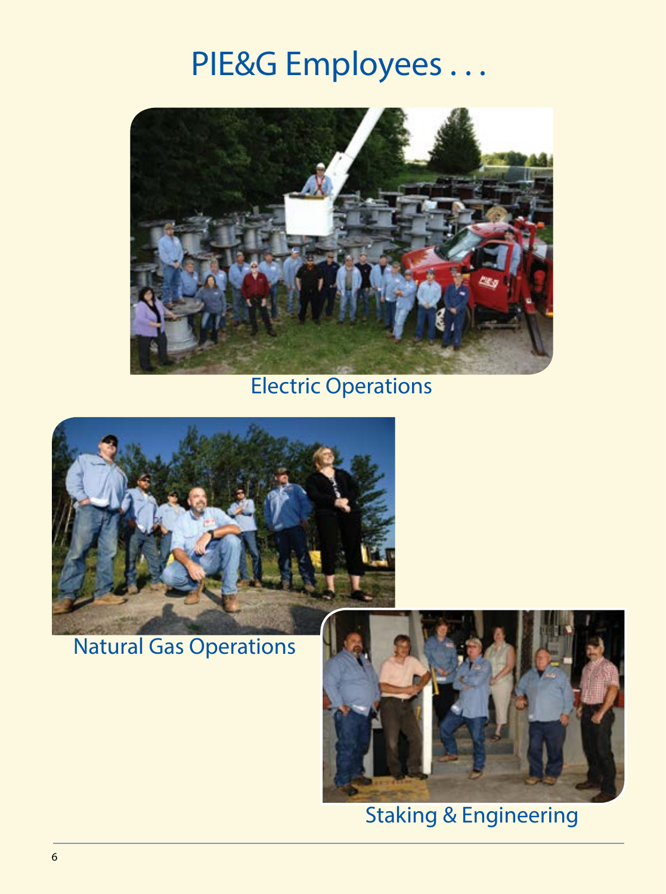# PIE&G Employees . . .

Electric Operations

Natural Gas Operations

Staking & Engineering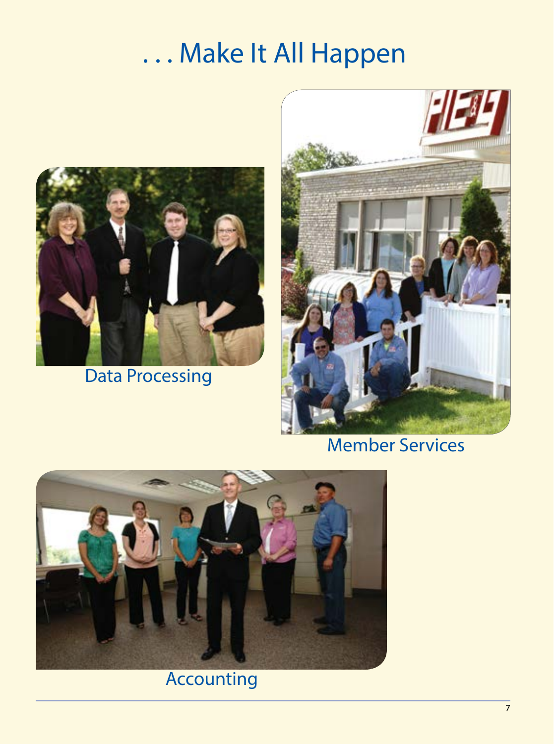# . . . Make It All Happen

Data Processing

Member Services

Accounting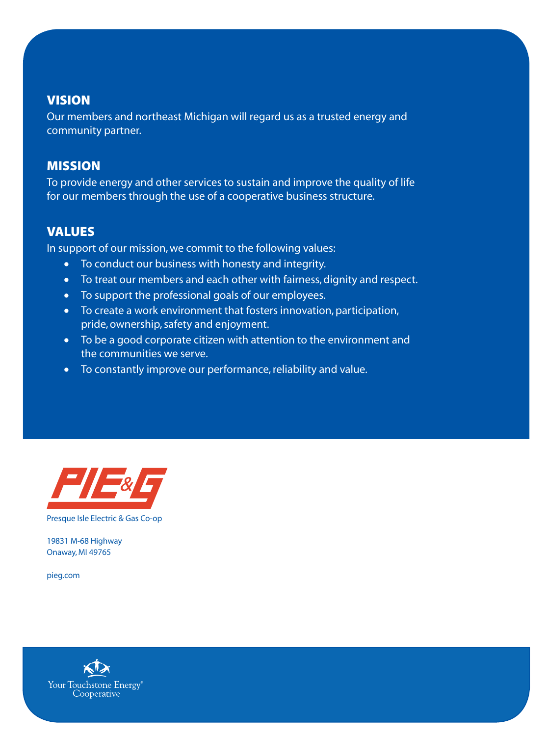## VISION

Our members and northeast Michigan will regard us as a trusted energy and community partner.

## MISSION

To provide energy and other services to sustain and improve the quality of life for our members through the use of a cooperative business structure.

## VALUES

In support of our mission, we commit to the following values:

- To conduct our business with honesty and integrity.
- To treat our members and each other with fairness, dignity and respect.
- To support the professional goals of our employees.
- To create a work environment that fosters innovation, participation, pride, ownership, safety and enjoyment.
- To be a good corporate citizen with attention to the environment and the communities we serve.
- To constantly improve our performance, reliability and value.

PIE&G

Presque Isle Electric & Gas Co-op

19831 M-68 Highway
Onaway, MI 49765

pieg.com

Your Touchstone Energy® Cooperative